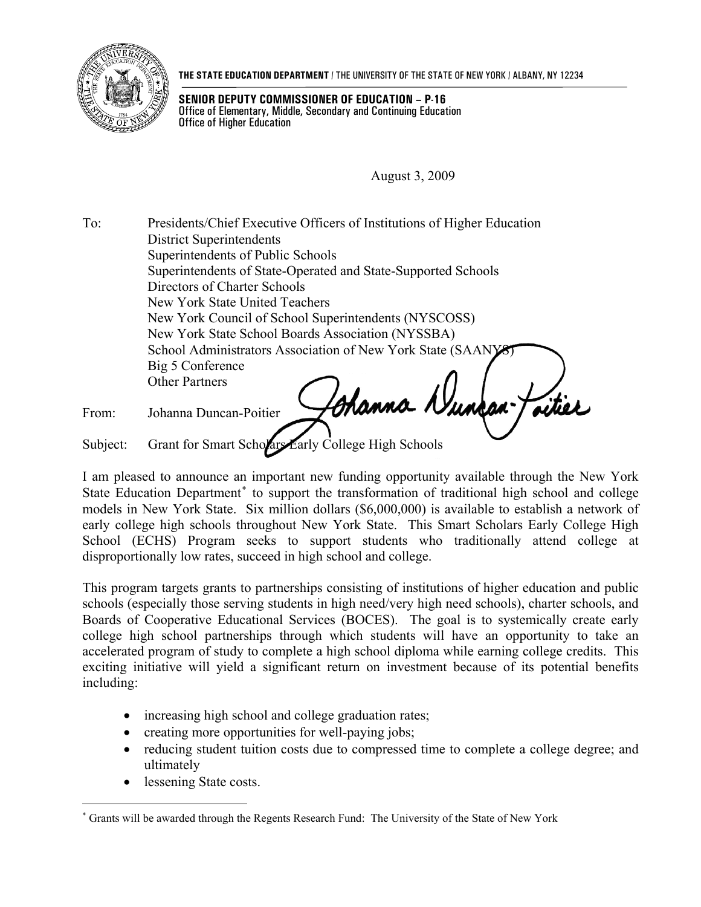**THE STATE EDUCATION DEPARTMENT** / THE UNIVERSITY OF THE STATE OF NEW YORK / ALBANY, NY 12234

**SENIOR DEPUTY COMMISSIONER OF EDUCATION – P-16**
Office of Elementary, Middle, Secondary and Continuing Education
Office of Higher Education

August 3, 2009

To: Presidents/Chief Executive Officers of Institutions of Higher Education
District Superintendents
Superintendents of Public Schools
Superintendents of State-Operated and State-Supported Schools
Directors of Charter Schools
New York State United Teachers
New York Council of School Superintendents (NYSCOSS)
New York State School Boards Association (NYSSBA)
School Administrators Association of New York State (SAANYS)
Big 5 Conference
Other Partners

From: Johanna Duncan-Poitier

Subject: Grant for Smart Scholars Early College High Schools

I am pleased to announce an important new funding opportunity available through the New York State Education Department* to support the transformation of traditional high school and college models in New York State. Six million dollars ($6,000,000) is available to establish a network of early college high schools throughout New York State. This Smart Scholars Early College High School (ECHS) Program seeks to support students who traditionally attend college at disproportionally low rates, succeed in high school and college.

This program targets grants to partnerships consisting of institutions of higher education and public schools (especially those serving students in high need/very high need schools), charter schools, and Boards of Cooperative Educational Services (BOCES). The goal is to systemically create early college high school partnerships through which students will have an opportunity to take an accelerated program of study to complete a high school diploma while earning college credits. This exciting initiative will yield a significant return on investment because of its potential benefits including:

- increasing high school and college graduation rates;
- creating more opportunities for well-paying jobs;
- reducing student tuition costs due to compressed time to complete a college degree; and ultimately
- lessening State costs.

* Grants will be awarded through the Regents Research Fund: The University of the State of New York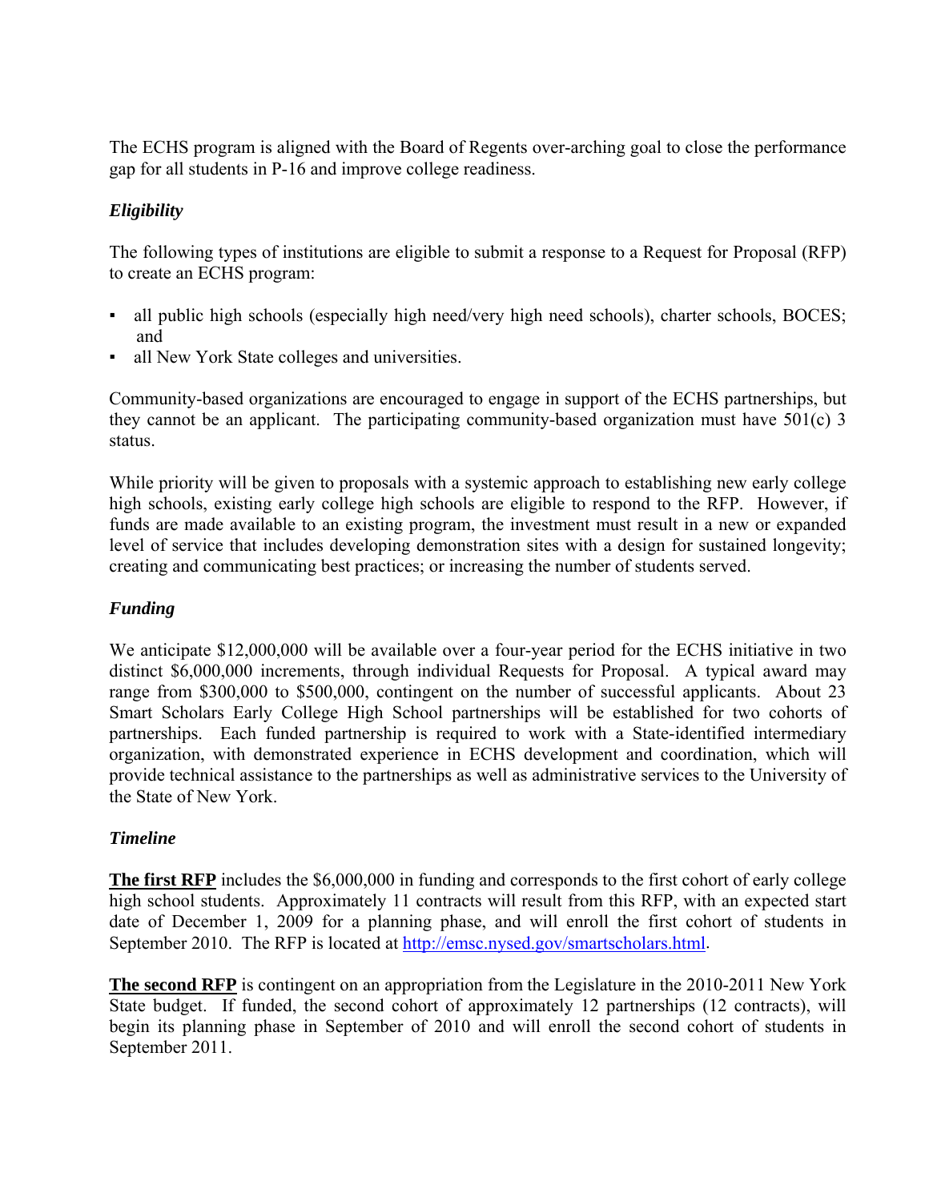The ECHS program is aligned with the Board of Regents over-arching goal to close the performance gap for all students in P-16 and improve college readiness.

### *Eligibility*

The following types of institutions are eligible to submit a response to a Request for Proposal (RFP) to create an ECHS program:

- all public high schools (especially high need/very high need schools), charter schools, BOCES; and
- all New York State colleges and universities.

Community-based organizations are encouraged to engage in support of the ECHS partnerships, but they cannot be an applicant. The participating community-based organization must have 501(c) 3 status.

While priority will be given to proposals with a systemic approach to establishing new early college high schools, existing early college high schools are eligible to respond to the RFP. However, if funds are made available to an existing program, the investment must result in a new or expanded level of service that includes developing demonstration sites with a design for sustained longevity; creating and communicating best practices; or increasing the number of students served.

### *Funding*

We anticipate $12,000,000 will be available over a four-year period for the ECHS initiative in two distinct $6,000,000 increments, through individual Requests for Proposal. A typical award may range from $300,000 to $500,000, contingent on the number of successful applicants. About 23 Smart Scholars Early College High School partnerships will be established for two cohorts of partnerships. Each funded partnership is required to work with a State-identified intermediary organization, with demonstrated experience in ECHS development and coordination, which will provide technical assistance to the partnerships as well as administrative services to the University of the State of New York.

### *Timeline*

**The first RFP** includes the $6,000,000 in funding and corresponds to the first cohort of early college high school students. Approximately 11 contracts will result from this RFP, with an expected start date of December 1, 2009 for a planning phase, and will enroll the first cohort of students in September 2010. The RFP is located at [http://emsc.nysed.gov/smartscholars.html](http://emsc.nysed.gov/smartscholars.html).

**The second RFP** is contingent on an appropriation from the Legislature in the 2010-2011 New York State budget. If funded, the second cohort of approximately 12 partnerships (12 contracts), will begin its planning phase in September of 2010 and will enroll the second cohort of students in September 2011.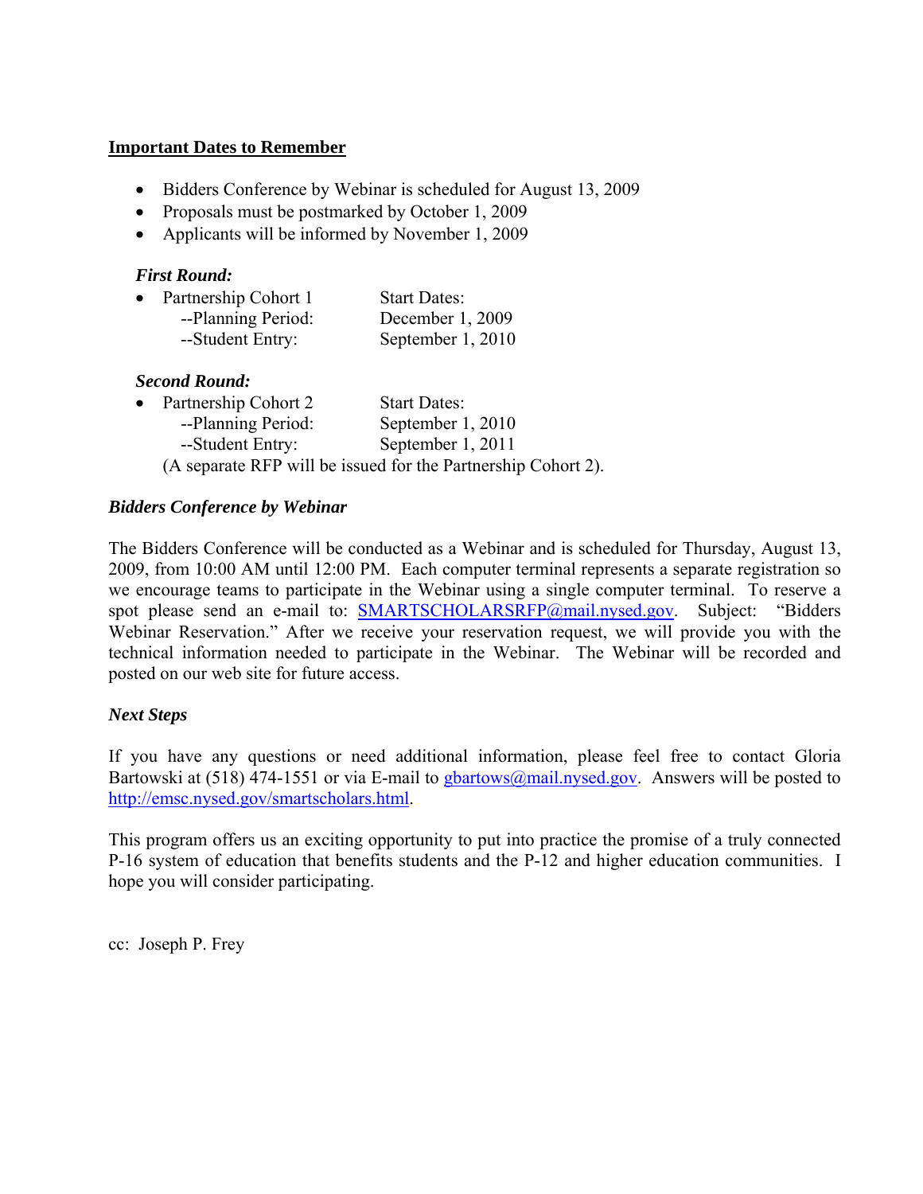**Important Dates to Remember**

- Bidders Conference by Webinar is scheduled for August 13, 2009
- Proposals must be postmarked by October 1, 2009
- Applicants will be informed by November 1, 2009

***First Round:***

- Partnership Cohort 1 Start Dates:
  - --Planning Period: December 1, 2009
  - --Student Entry: September 1, 2010

***Second Round:***

- Partnership Cohort 2 Start Dates:
  - --Planning Period: September 1, 2010
  - --Student Entry: September 1, 2011

  (A separate RFP will be issued for the Partnership Cohort 2).

***Bidders Conference by Webinar***

The Bidders Conference will be conducted as a Webinar and is scheduled for Thursday, August 13, 2009, from 10:00 AM until 12:00 PM. Each computer terminal represents a separate registration so we encourage teams to participate in the Webinar using a single computer terminal. To reserve a spot please send an e-mail to: SMARTSCHOLARSRFP@mail.nysed.gov. Subject: "Bidders Webinar Reservation." After we receive your reservation request, we will provide you with the technical information needed to participate in the Webinar. The Webinar will be recorded and posted on our web site for future access.

***Next Steps***

If you have any questions or need additional information, please feel free to contact Gloria Bartowski at (518) 474-1551 or via E-mail to gbartows@mail.nysed.gov. Answers will be posted to http://emsc.nysed.gov/smartscholars.html.

This program offers us an exciting opportunity to put into practice the promise of a truly connected P-16 system of education that benefits students and the P-12 and higher education communities. I hope you will consider participating.

cc: Joseph P. Frey